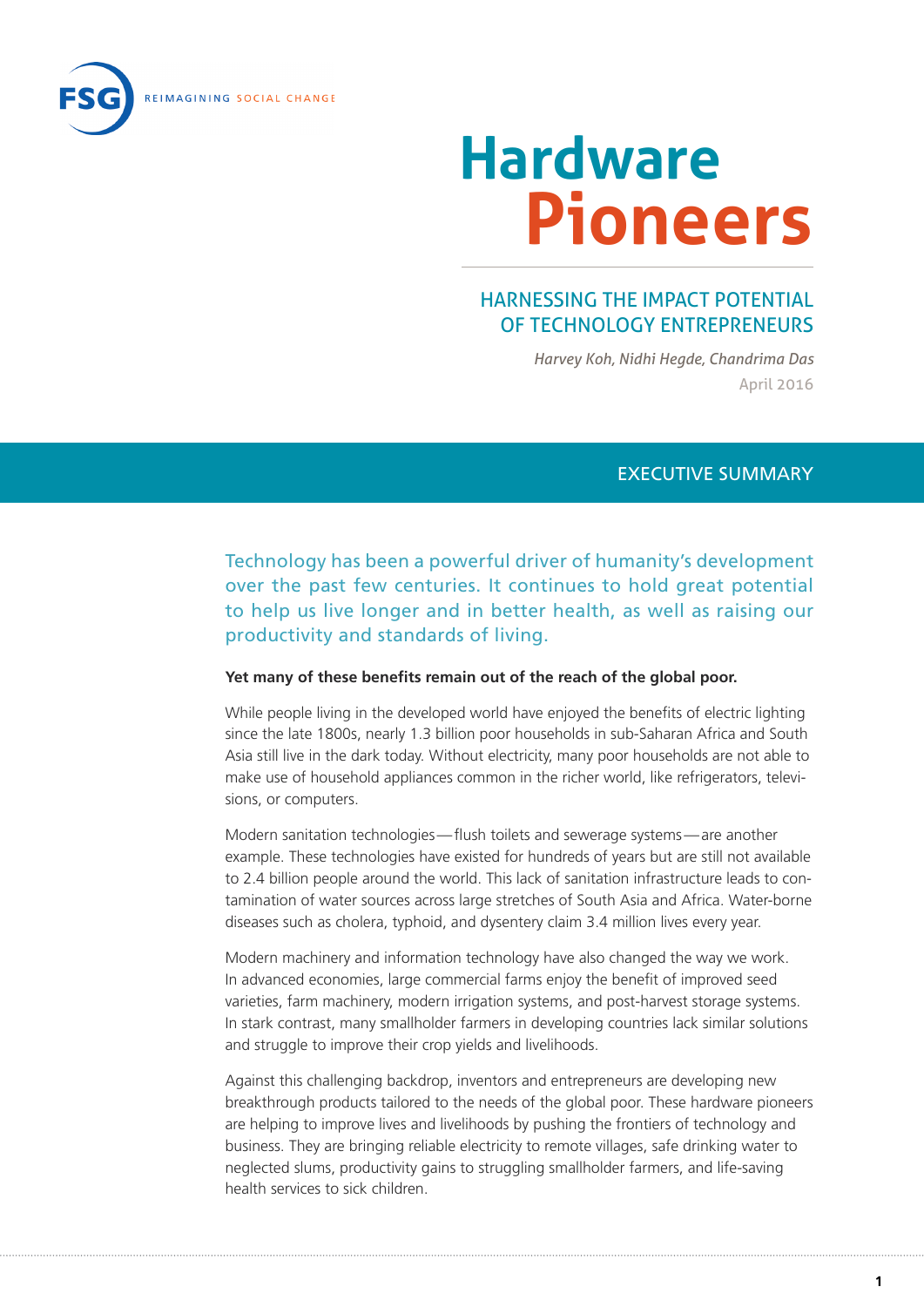FSG REIMAGINING SOCIAL CHANGE

# Hardware Pioneers

## HARNESSING THE IMPACT POTENTIAL OF TECHNOLOGY ENTREPRENEURS

*Harvey Koh, Nidhi Hegde, Chandrima Das*

April 2016

## EXECUTIVE SUMMARY

Technology has been a powerful driver of humanity's development over the past few centuries. It continues to hold great potential to help us live longer and in better health, as well as raising our productivity and standards of living.

**Yet many of these benefits remain out of the reach of the global poor.**

While people living in the developed world have enjoyed the benefits of electric lighting since the late 1800s, nearly 1.3 billion poor households in sub-Saharan Africa and South Asia still live in the dark today. Without electricity, many poor households are not able to make use of household appliances common in the richer world, like refrigerators, televisions, or computers.

Modern sanitation technologies—flush toilets and sewerage systems—are another example. These technologies have existed for hundreds of years but are still not available to 2.4 billion people around the world. This lack of sanitation infrastructure leads to contamination of water sources across large stretches of South Asia and Africa. Water-borne diseases such as cholera, typhoid, and dysentery claim 3.4 million lives every year.

Modern machinery and information technology have also changed the way we work. In advanced economies, large commercial farms enjoy the benefit of improved seed varieties, farm machinery, modern irrigation systems, and post-harvest storage systems. In stark contrast, many smallholder farmers in developing countries lack similar solutions and struggle to improve their crop yields and livelihoods.

Against this challenging backdrop, inventors and entrepreneurs are developing new breakthrough products tailored to the needs of the global poor. These hardware pioneers are helping to improve lives and livelihoods by pushing the frontiers of technology and business. They are bringing reliable electricity to remote villages, safe drinking water to neglected slums, productivity gains to struggling smallholder farmers, and life-saving health services to sick children.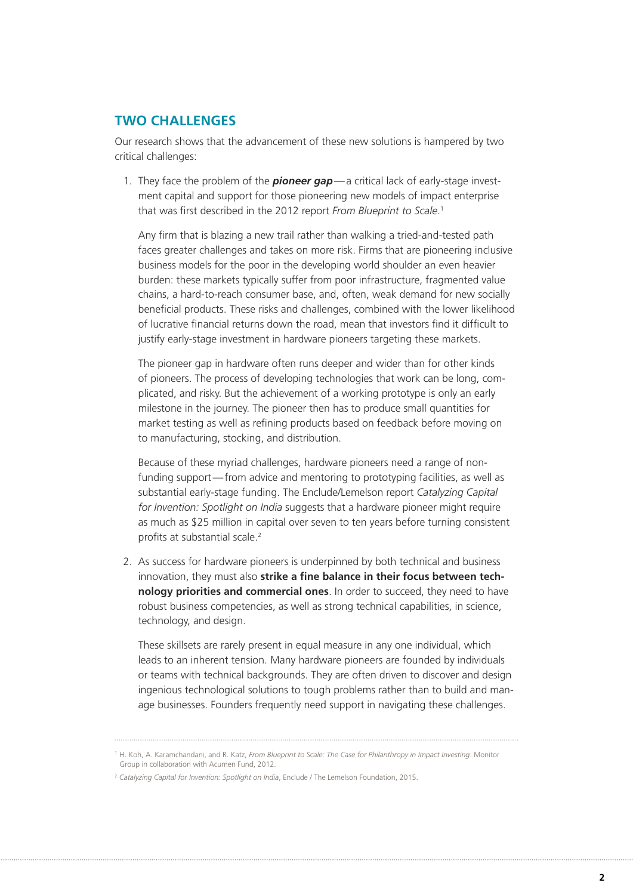## TWO CHALLENGES

Our research shows that the advancement of these new solutions is hampered by two critical challenges:

1. They face the problem of the ***pioneer gap***—a critical lack of early-stage investment capital and support for those pioneering new models of impact enterprise that was first described in the 2012 report *From Blueprint to Scale*.[1]

   Any firm that is blazing a new trail rather than walking a tried-and-tested path faces greater challenges and takes on more risk. Firms that are pioneering inclusive business models for the poor in the developing world shoulder an even heavier burden: these markets typically suffer from poor infrastructure, fragmented value chains, a hard-to-reach consumer base, and, often, weak demand for new socially beneficial products. These risks and challenges, combined with the lower likelihood of lucrative financial returns down the road, mean that investors find it difficult to justify early-stage investment in hardware pioneers targeting these markets.

   The pioneer gap in hardware often runs deeper and wider than for other kinds of pioneers. The process of developing technologies that work can be long, complicated, and risky. But the achievement of a working prototype is only an early milestone in the journey. The pioneer then has to produce small quantities for market testing as well as refining products based on feedback before moving on to manufacturing, stocking, and distribution.

   Because of these myriad challenges, hardware pioneers need a range of non-funding support—from advice and mentoring to prototyping facilities, as well as substantial early-stage funding. The Enclude/Lemelson report *Catalyzing Capital for Invention: Spotlight on India* suggests that a hardware pioneer might require as much as $25 million in capital over seven to ten years before turning consistent profits at substantial scale.[2]

2. As success for hardware pioneers is underpinned by both technical and business innovation, they must also **strike a fine balance in their focus between technology priorities and commercial ones**. In order to succeed, they need to have robust business competencies, as well as strong technical capabilities, in science, technology, and design.

   These skillsets are rarely present in equal measure in any one individual, which leads to an inherent tension. Many hardware pioneers are founded by individuals or teams with technical backgrounds. They are often driven to discover and design ingenious technological solutions to tough problems rather than to build and manage businesses. Founders frequently need support in navigating these challenges.

---

[1] H. Koh, A. Karamchandani, and R. Katz, *From Blueprint to Scale: The Case for Philanthropy in Impact Investing*. Monitor Group in collaboration with Acumen Fund, 2012.

[2] *Catalyzing Capital for Invention: Spotlight on India*, Enclude / The Lemelson Foundation, 2015.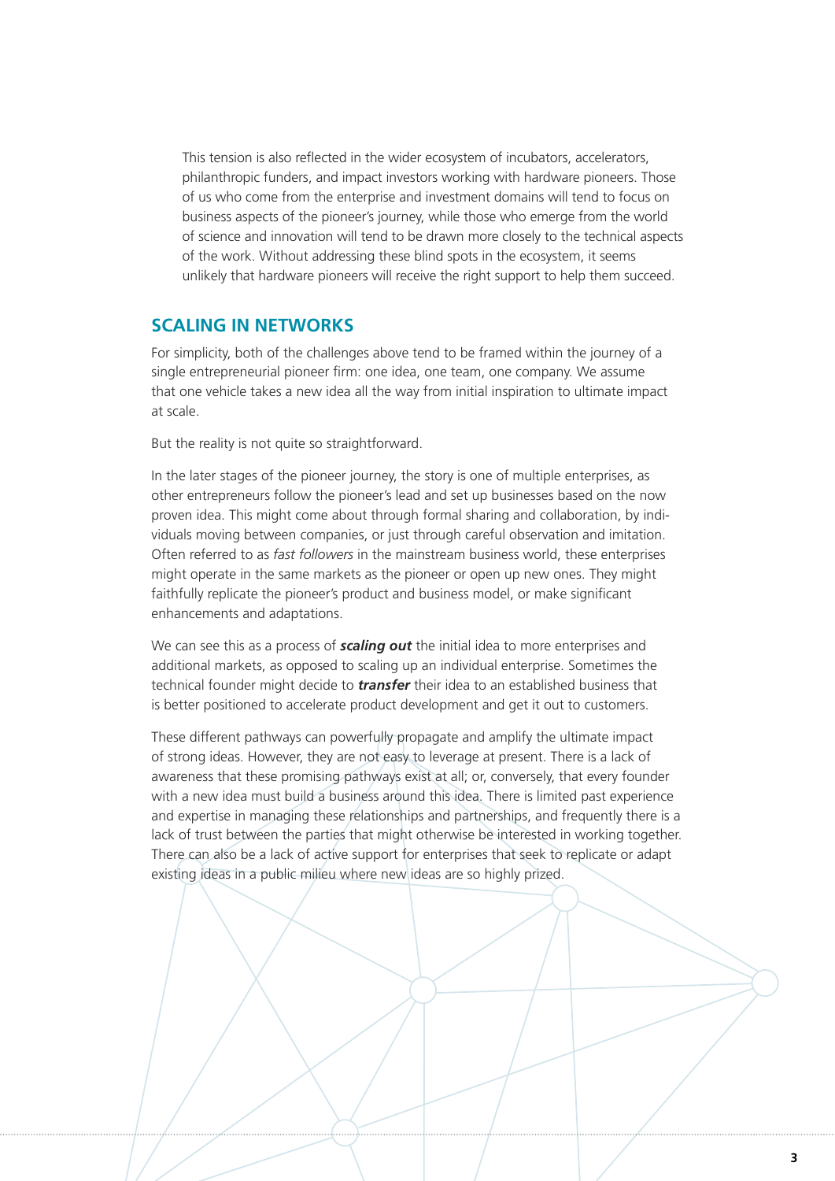This tension is also reflected in the wider ecosystem of incubators, accelerators, philanthropic funders, and impact investors working with hardware pioneers. Those of us who come from the enterprise and investment domains will tend to focus on business aspects of the pioneer's journey, while those who emerge from the world of science and innovation will tend to be drawn more closely to the technical aspects of the work. Without addressing these blind spots in the ecosystem, it seems unlikely that hardware pioneers will receive the right support to help them succeed.

## SCALING IN NETWORKS

For simplicity, both of the challenges above tend to be framed within the journey of a single entrepreneurial pioneer firm: one idea, one team, one company. We assume that one vehicle takes a new idea all the way from initial inspiration to ultimate impact at scale.

But the reality is not quite so straightforward.

In the later stages of the pioneer journey, the story is one of multiple enterprises, as other entrepreneurs follow the pioneer's lead and set up businesses based on the now proven idea. This might come about through formal sharing and collaboration, by individuals moving between companies, or just through careful observation and imitation. Often referred to as *fast followers* in the mainstream business world, these enterprises might operate in the same markets as the pioneer or open up new ones. They might faithfully replicate the pioneer's product and business model, or make significant enhancements and adaptations.

We can see this as a process of ***scaling out*** the initial idea to more enterprises and additional markets, as opposed to scaling up an individual enterprise. Sometimes the technical founder might decide to ***transfer*** their idea to an established business that is better positioned to accelerate product development and get it out to customers.

These different pathways can powerfully propagate and amplify the ultimate impact of strong ideas. However, they are not easy to leverage at present. There is a lack of awareness that these promising pathways exist at all; or, conversely, that every founder with a new idea must build a business around this idea. There is limited past experience and expertise in managing these relationships and partnerships, and frequently there is a lack of trust between the parties that might otherwise be interested in working together. There can also be a lack of active support for enterprises that seek to replicate or adapt existing ideas in a public milieu where new ideas are so highly prized.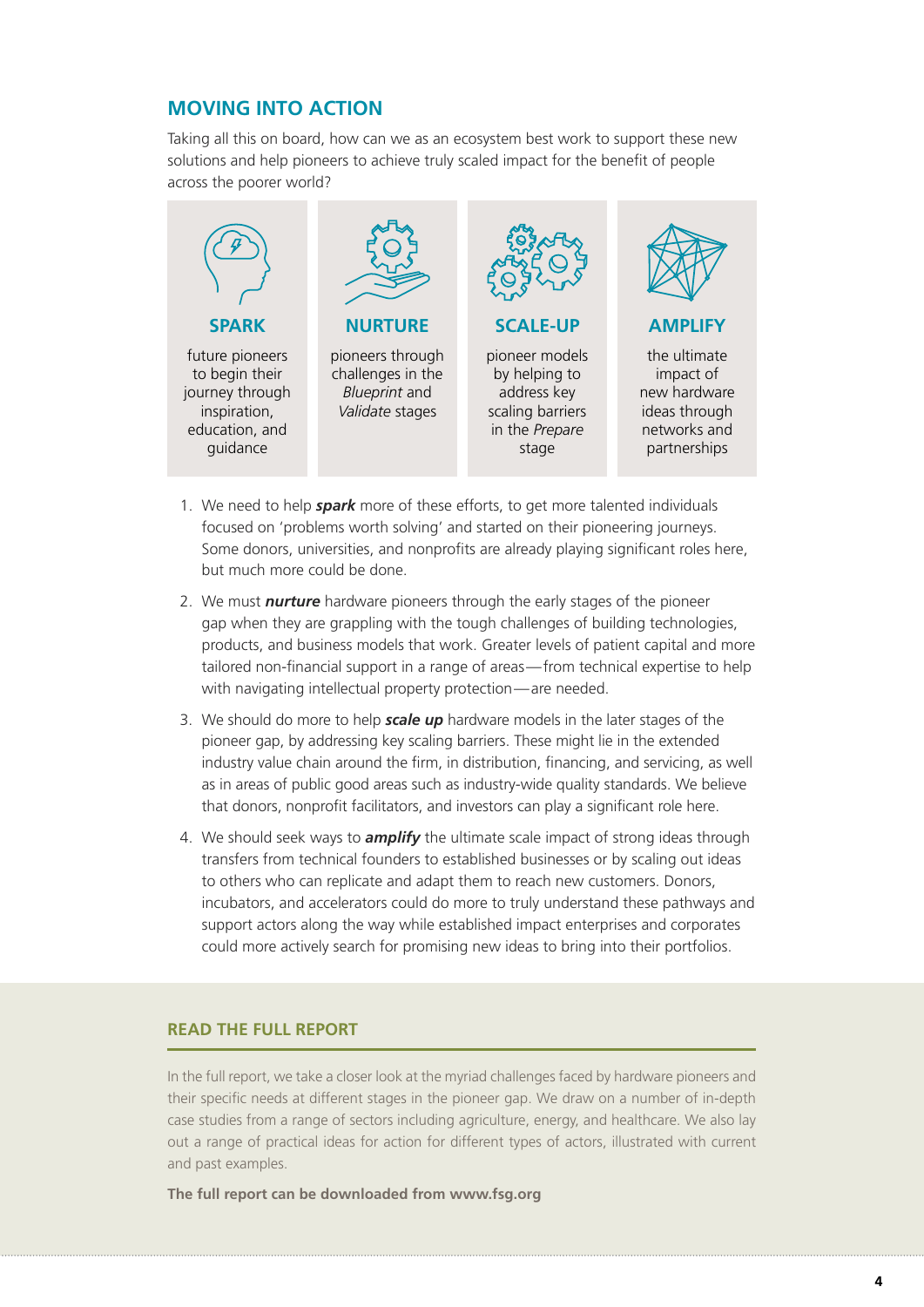## MOVING INTO ACTION

Taking all this on board, how can we as an ecosystem best work to support these new solutions and help pioneers to achieve truly scaled impact for the benefit of people across the poorer world?

**SPARK**

future pioneers to begin their journey through inspiration, education, and guidance

**NURTURE**

pioneers through challenges in the *Blueprint* and *Validate* stages

**SCALE-UP**

pioneer models by helping to address key scaling barriers in the *Prepare* stage

**AMPLIFY**

the ultimate impact of new hardware ideas through networks and partnerships

1. We need to help ***spark*** more of these efforts, to get more talented individuals focused on 'problems worth solving' and started on their pioneering journeys. Some donors, universities, and nonprofits are already playing significant roles here, but much more could be done.
2. We must ***nurture*** hardware pioneers through the early stages of the pioneer gap when they are grappling with the tough challenges of building technologies, products, and business models that work. Greater levels of patient capital and more tailored non-financial support in a range of areas—from technical expertise to help with navigating intellectual property protection—are needed.
3. We should do more to help ***scale up*** hardware models in the later stages of the pioneer gap, by addressing key scaling barriers. These might lie in the extended industry value chain around the firm, in distribution, financing, and servicing, as well as in areas of public good areas such as industry-wide quality standards. We believe that donors, nonprofit facilitators, and investors can play a significant role here.
4. We should seek ways to ***amplify*** the ultimate scale impact of strong ideas through transfers from technical founders to established businesses or by scaling out ideas to others who can replicate and adapt them to reach new customers. Donors, incubators, and accelerators could do more to truly understand these pathways and support actors along the way while established impact enterprises and corporates could more actively search for promising new ideas to bring into their portfolios.

### READ THE FULL REPORT

In the full report, we take a closer look at the myriad challenges faced by hardware pioneers and their specific needs at different stages in the pioneer gap. We draw on a number of in-depth case studies from a range of sectors including agriculture, energy, and healthcare. We also lay out a range of practical ideas for action for different types of actors, illustrated with current and past examples.

**The full report can be downloaded from www.fsg.org**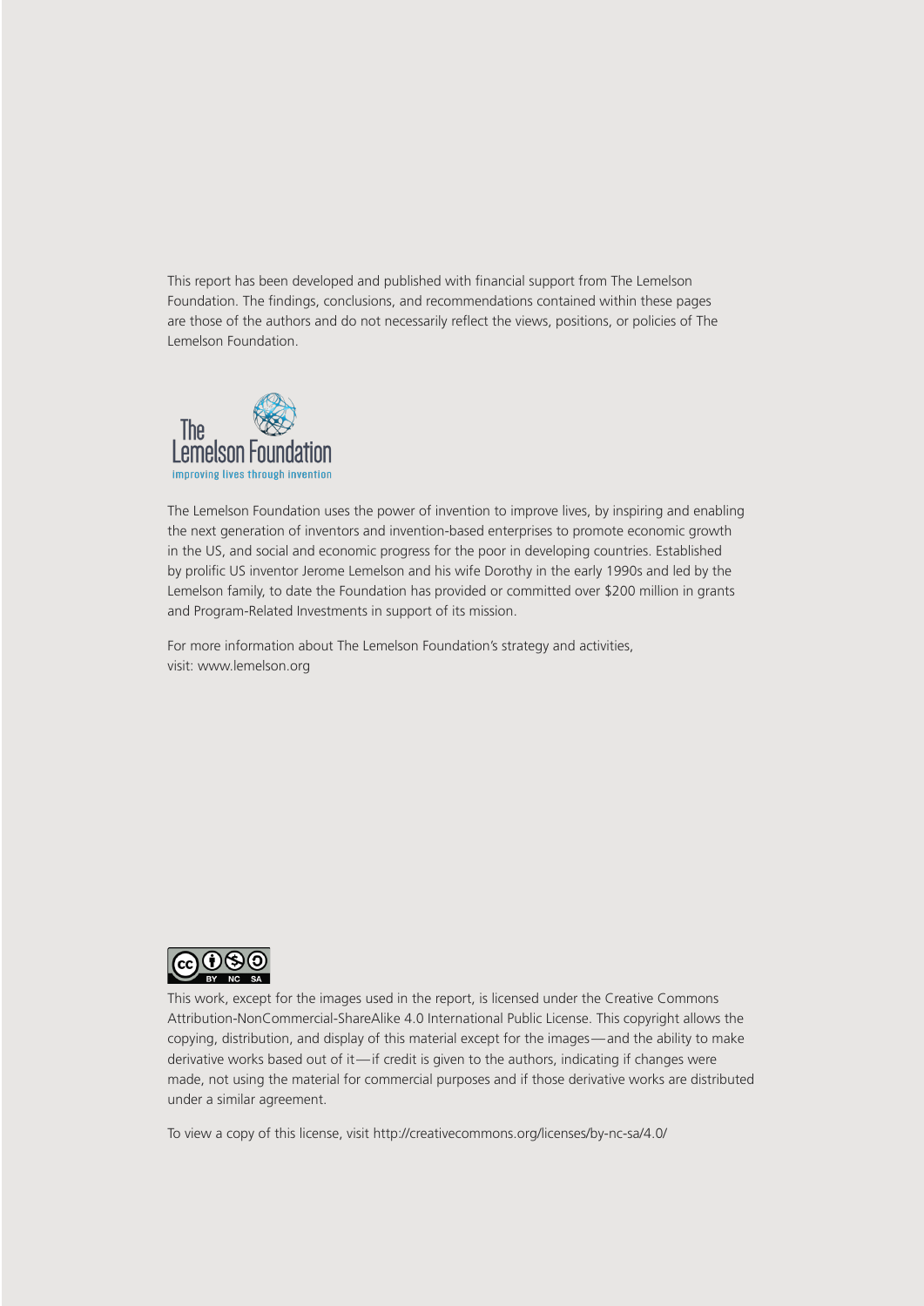This report has been developed and published with financial support from The Lemelson Foundation. The findings, conclusions, and recommendations contained within these pages are those of the authors and do not necessarily reflect the views, positions, or policies of The Lemelson Foundation.

The Lemelson Foundation
improving lives through invention

The Lemelson Foundation uses the power of invention to improve lives, by inspiring and enabling the next generation of inventors and invention-based enterprises to promote economic growth in the US, and social and economic progress for the poor in developing countries. Established by prolific US inventor Jerome Lemelson and his wife Dorothy in the early 1990s and led by the Lemelson family, to date the Foundation has provided or committed over $200 million in grants and Program-Related Investments in support of its mission.

For more information about The Lemelson Foundation's strategy and activities, visit: www.lemelson.org

This work, except for the images used in the report, is licensed under the Creative Commons Attribution-NonCommercial-ShareAlike 4.0 International Public License. This copyright allows the copying, distribution, and display of this material except for the images—and the ability to make derivative works based out of it—if credit is given to the authors, indicating if changes were made, not using the material for commercial purposes and if those derivative works are distributed under a similar agreement.

To view a copy of this license, visit http://creativecommons.org/licenses/by-nc-sa/4.0/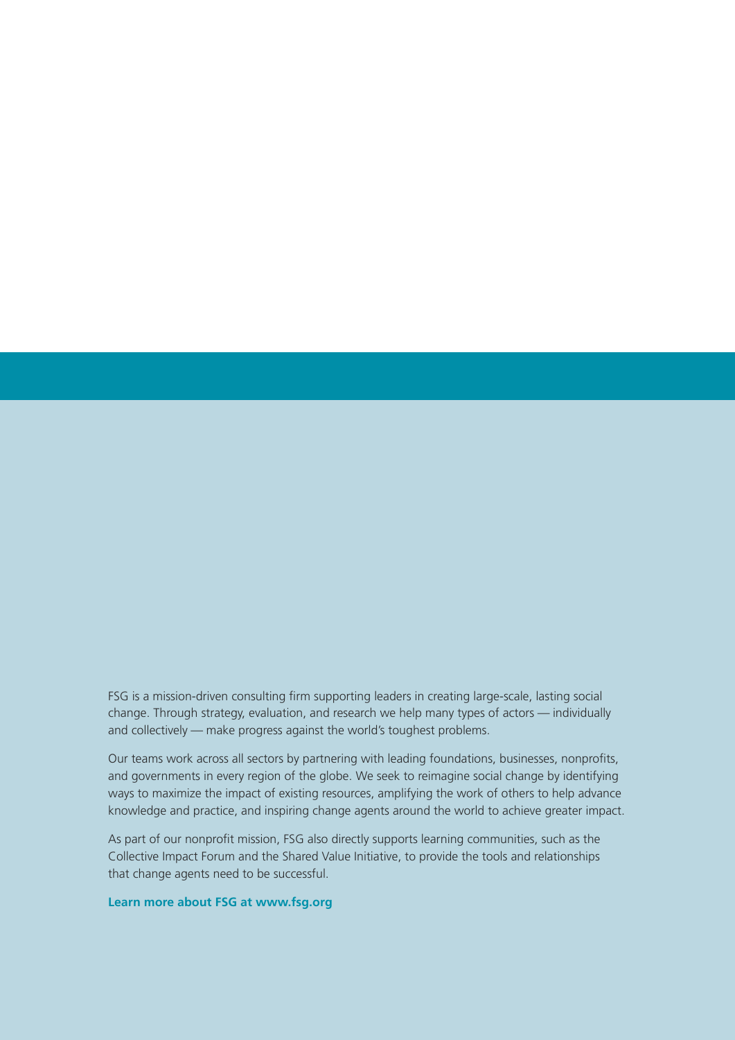FSG is a mission-driven consulting firm supporting leaders in creating large-scale, lasting social change. Through strategy, evaluation, and research we help many types of actors — individually and collectively — make progress against the world's toughest problems.

Our teams work across all sectors by partnering with leading foundations, businesses, nonprofits, and governments in every region of the globe. We seek to reimagine social change by identifying ways to maximize the impact of existing resources, amplifying the work of others to help advance knowledge and practice, and inspiring change agents around the world to achieve greater impact.

As part of our nonprofit mission, FSG also directly supports learning communities, such as the Collective Impact Forum and the Shared Value Initiative, to provide the tools and relationships that change agents need to be successful.

**Learn more about FSG at www.fsg.org**